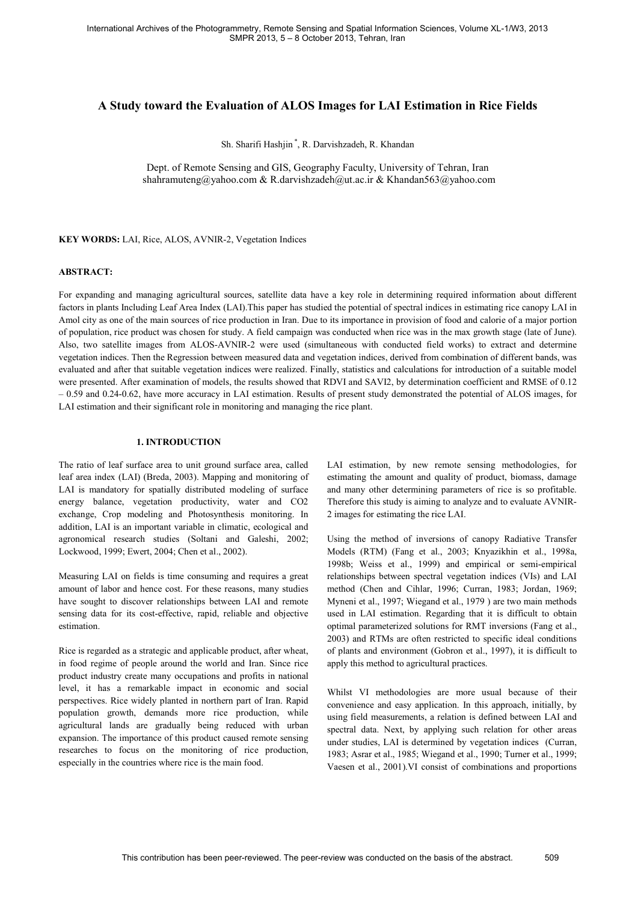# A Study toward the Evaluation of ALOS Images for LAI Estimation in Rice Fields

Sh. Sharifi Hashjin [*], R. Darvishzadeh, R. Khandan

Dept. of Remote Sensing and GIS, Geography Faculty, University of Tehran, Iran
shahramuteng@yahoo.com & R.darvishzadeh@ut.ac.ir & Khandan563@yahoo.com

**KEY WORDS:** LAI, Rice, ALOS, AVNIR-2, Vegetation Indices

## ABSTRACT:

For expanding and managing agricultural sources, satellite data have a key role in determining required information about different factors in plants Including Leaf Area Index (LAI).This paper has studied the potential of spectral indices in estimating rice canopy LAI in Amol city as one of the main sources of rice production in Iran. Due to its importance in provision of food and calorie of a major portion of population, rice product was chosen for study. A field campaign was conducted when rice was in the max growth stage (late of June). Also, two satellite images from ALOS-AVNIR-2 were used (simultaneous with conducted field works) to extract and determine vegetation indices. Then the Regression between measured data and vegetation indices, derived from combination of different bands, was evaluated and after that suitable vegetation indices were realized. Finally, statistics and calculations for introduction of a suitable model were presented. After examination of models, the results showed that RDVI and SAVI2, by determination coefficient and RMSE of 0.12 – 0.59 and 0.24-0.62, have more accuracy in LAI estimation. Results of present study demonstrated the potential of ALOS images, for LAI estimation and their significant role in monitoring and managing the rice plant.

## 1. INTRODUCTION

The ratio of leaf surface area to unit ground surface area, called leaf area index (LAI) (Breda, 2003). Mapping and monitoring of LAI is mandatory for spatially distributed modeling of surface energy balance, vegetation productivity, water and CO2 exchange, Crop modeling and Photosynthesis monitoring. In addition, LAI is an important variable in climatic, ecological and agronomical research studies (Soltani and Galeshi, 2002; Lockwood, 1999; Ewert, 2004; Chen et al., 2002).

Measuring LAI on fields is time consuming and requires a great amount of labor and hence cost. For these reasons, many studies have sought to discover relationships between LAI and remote sensing data for its cost-effective, rapid, reliable and objective estimation.

Rice is regarded as a strategic and applicable product, after wheat, in food regime of people around the world and Iran. Since rice product industry create many occupations and profits in national level, it has a remarkable impact in economic and social perspectives. Rice widely planted in northern part of Iran. Rapid population growth, demands more rice production, while agricultural lands are gradually being reduced with urban expansion. The importance of this product caused remote sensing researches to focus on the monitoring of rice production, especially in the countries where rice is the main food.

LAI estimation, by new remote sensing methodologies, for estimating the amount and quality of product, biomass, damage and many other determining parameters of rice is so profitable. Therefore this study is aiming to analyze and to evaluate AVNIR-2 images for estimating the rice LAI.

Using the method of inversions of canopy Radiative Transfer Models (RTM) (Fang et al., 2003; Knyazikhin et al., 1998a, 1998b; Weiss et al., 1999) and empirical or semi-empirical relationships between spectral vegetation indices (VIs) and LAI method (Chen and Cihlar, 1996; Curran, 1983; Jordan, 1969; Myneni et al., 1997; Wiegand et al., 1979 ) are two main methods used in LAI estimation. Regarding that it is difficult to obtain optimal parameterized solutions for RMT inversions (Fang et al., 2003) and RTMs are often restricted to specific ideal conditions of plants and environment (Gobron et al., 1997), it is difficult to apply this method to agricultural practices.

Whilst VI methodologies are more usual because of their convenience and easy application. In this approach, initially, by using field measurements, a relation is defined between LAI and spectral data. Next, by applying such relation for other areas under studies, LAI is determined by vegetation indices (Curran, 1983; Asrar et al., 1985; Wiegand et al., 1990; Turner et al., 1999; Vaesen et al., 2001).VI consist of combinations and proportions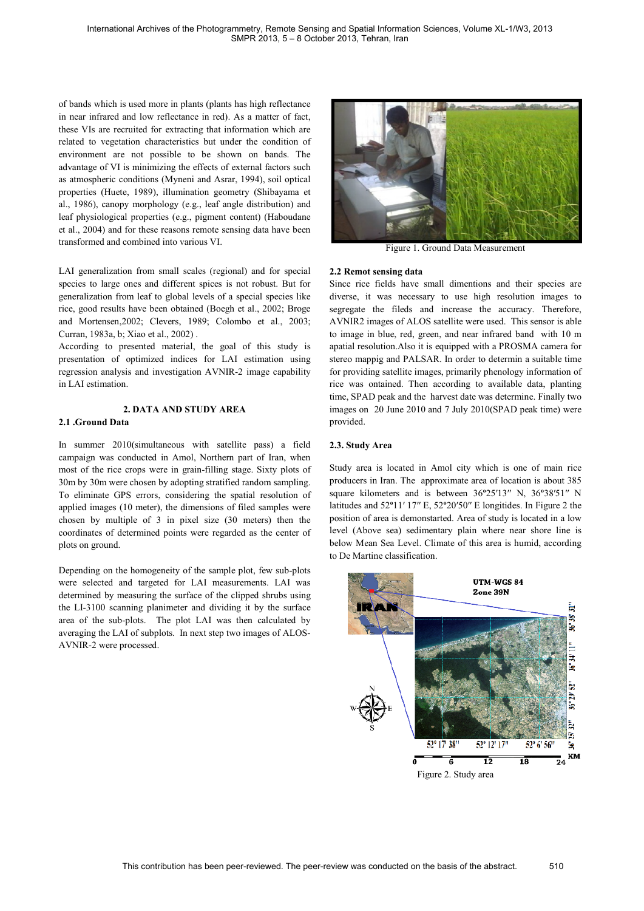of bands which is used more in plants (plants has high reflectance in near infrared and low reflectance in red). As a matter of fact, these VIs are recruited for extracting that information which are related to vegetation characteristics but under the condition of environment are not possible to be shown on bands. The advantage of VI is minimizing the effects of external factors such as atmospheric conditions (Myneni and Asrar, 1994), soil optical properties (Huete, 1989), illumination geometry (Shibayama et al., 1986), canopy morphology (e.g., leaf angle distribution) and leaf physiological properties (e.g., pigment content) (Haboudane et al., 2004) and for these reasons remote sensing data have been transformed and combined into various VI.

LAI generalization from small scales (regional) and for special species to large ones and different spices is not robust. But for generalization from leaf to global levels of a special species like rice, good results have been obtained (Boegh et al., 2002; Broge and Mortensen,2002; Clevers, 1989; Colombo et al., 2003; Curran, 1983a, b; Xiao et al., 2002) .

According to presented material, the goal of this study is presentation of optimized indices for LAI estimation using regression analysis and investigation AVNIR-2 image capability in LAI estimation.

## 2. DATA AND STUDY AREA

### 2.1 .Ground Data

In summer 2010(simultaneous with satellite pass) a field campaign was conducted in Amol, Northern part of Iran, when most of the rice crops were in grain-filling stage. Sixty plots of 30m by 30m were chosen by adopting stratified random sampling. To eliminate GPS errors, considering the spatial resolution of applied images (10 meter), the dimensions of filed samples were chosen by multiple of 3 in pixel size (30 meters) then the coordinates of determined points were regarded as the center of plots on ground.

Depending on the homogeneity of the sample plot, few sub-plots were selected and targeted for LAI measurements. LAI was determined by measuring the surface of the clipped shrubs using the LI-3100 scanning planimeter and dividing it by the surface area of the sub-plots. The plot LAI was then calculated by averaging the LAI of subplots. In next step two images of ALOS-AVNIR-2 were processed.

Figure 1. Ground Data Measurement

### 2.2 Remot sensing data

Since rice fields have small dimentions and their species are diverse, it was necessary to use high resolution images to segregate the fileds and increase the accuracy. Therefore, AVNIR2 images of ALOS satellite were used. This sensor is able to image in blue, red, green, and near infrared band with 10 m apatial resolution.Also it is equipped with a PROSMA camera for stereo mappig and PALSAR. In order to determin a suitable time for providing satellite images, primarily phenology information of rice was ontained. Then according to available data, planting time, SPAD peak and the harvest date was determine. Finally two images on 20 June 2010 and 7 July 2010(SPAD peak time) were provided.

### 2.3. Study Area

Study area is located in Amol city which is one of main rice producers in Iran. The approximate area of location is about 385 square kilometers and is between 36º25′13″ N, 36º38′51″ N latitudes and 52º11′ 17″ E, 52º20′50″ E longitides. In Figure 2 the position of area is demonstarted. Area of study is located in a low level (Above sea) sedimentary plain where near shore line is below Mean Sea Level. Climate of this area is humid, according to De Martine classification.

Figure 2. Study area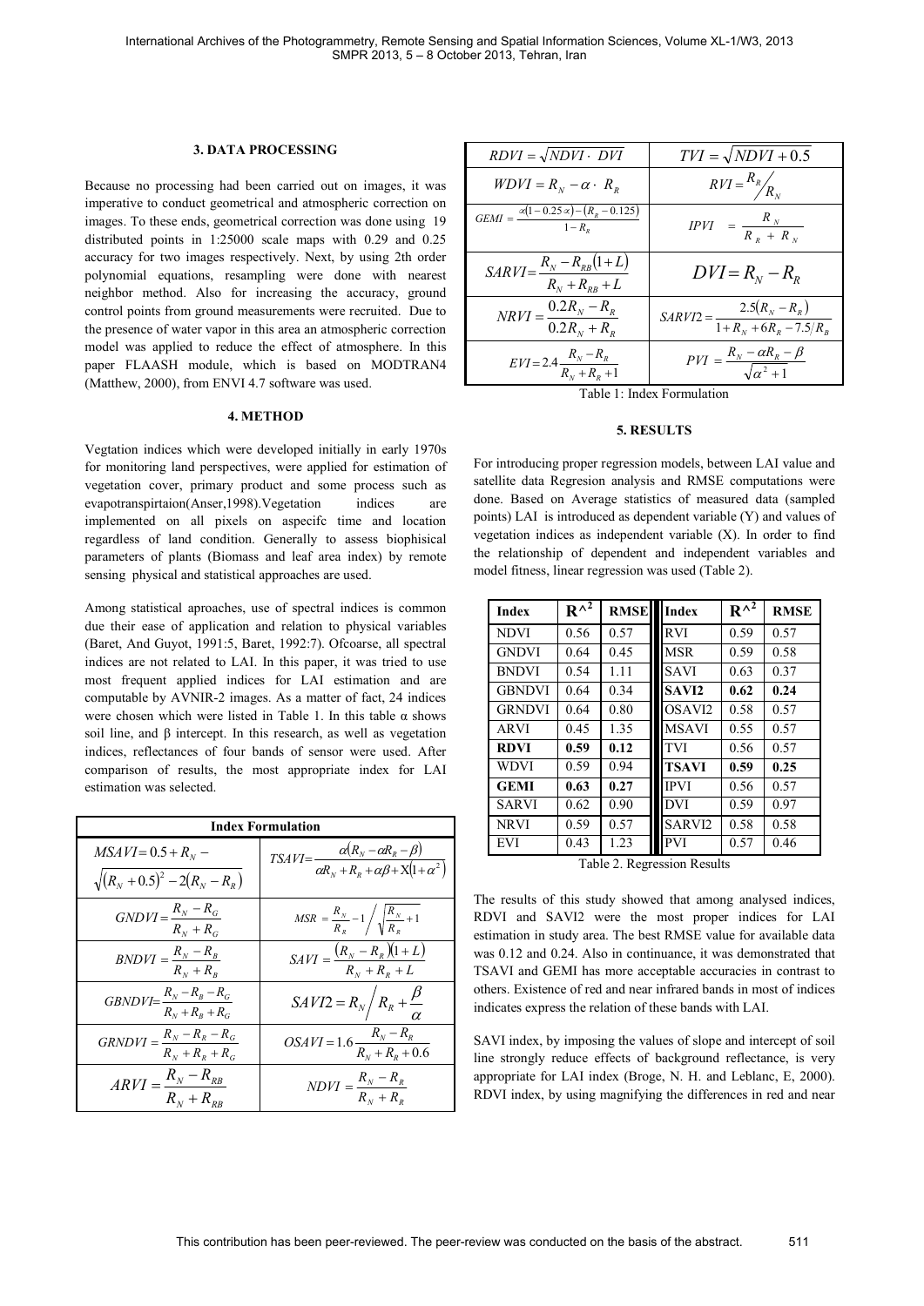## 3. DATA PROCESSING

Because no processing had been carried out on images, it was imperative to conduct geometrical and atmospheric correction on images. To these ends, geometrical correction was done using 19 distributed points in 1:25000 scale maps with 0.29 and 0.25 accuracy for two images respectively. Next, by using 2th order polynomial equations, resampling were done with nearest neighbor method. Also for increasing the accuracy, ground control points from ground measurements were recruited. Due to the presence of water vapor in this area an atmospheric correction model was applied to reduce the effect of atmosphere. In this paper FLAASH module, which is based on MODTRAN4 (Matthew, 2000), from ENVI 4.7 software was used.

## 4. METHOD

Vegtation indices which were developed initially in early 1970s for monitoring land perspectives, were applied for estimation of vegetation cover, primary product and some process such as evapotranspirtaion(Anser,1998).Vegetation indices are implemented on all pixels on aspecifc time and location regardless of land condition. Generally to assess biophisical parameters of plants (Biomass and leaf area index) by remote sensing physical and statistical approaches are used.

Among statistical aproaches, use of spectral indices is common due their ease of application and relation to physical variables (Baret, And Guyot, 1991:5, Baret, 1992:7). Ofcoarse, all spectral indices are not related to LAI. In this paper, it was tried to use most frequent applied indices for LAI estimation and are computable by AVNIR-2 images. As a matter of fact, 24 indices were chosen which were listed in Table 1. In this table α shows soil line, and β intercept. In this research, as well as vegetation indices, reflectances of four bands of sensor were used. After comparison of results, the most appropriate index for LAI estimation was selected.

| Index Formulation | |
|---|---|
| $MSAVI = 0.5 + R_N - \sqrt{(R_N + 0.5)^2 - 2(R_N - R_R)}$ | $TSAVI = \frac{\alpha(R_N - \alpha R_R - \beta)}{\alpha R_N + R_R + \alpha\beta + X(1+\alpha^2)}$ |
| $GNDVI = \frac{R_N - R_G}{R_N + R_G}$ | $MSR = \frac{R_N}{R_R} - 1 \Big/ \sqrt{\frac{R_N}{R_R} + 1}$ |
| $BNDVI = \frac{R_N - R_B}{R_N + R_B}$ | $SAVI = \frac{(R_N - R_R)(1+L)}{R_N + R_R + L}$ |
| $GBNDVI = \frac{R_N - R_B - R_G}{R_N + R_B + R_G}$ | $SAVI2 = R_N \Big/ R_R + \frac{\beta}{\alpha}$ |
| $GRNDVI = \frac{R_N - R_R - R_G}{R_N + R_R + R_G}$ | $OSAVI = 1.6\frac{R_N - R_R}{R_N + R_R + 0.6}$ |
| $ARVI = \frac{R_N - R_{RB}}{R_N + R_{RB}}$ | $NDVI = \frac{R_N - R_R}{R_N + R_R}$ |
| $RDVI = \sqrt{NDVI \cdot DVI}$ | $TVI = \sqrt{NDVI + 0.5}$ |
| $WDVI = R_N - \alpha \cdot R_R$ | $RVI = R_R / R_N$ |
| $GEMI = \frac{\alpha(1-0.25\alpha) - (R_R - 0.125)}{1 - R_R}$ | $IPVI = \frac{R_N}{R_R + R_N}$ |
| $SARVI = \frac{R_N - R_{RB}(1+L)}{R_N + R_{RB} + L}$ | $DVI = R_N - R_R$ |
| $NRVI = \frac{0.2R_N - R_R}{0.2R_N + R_R}$ | $SARVI2 = \frac{2.5(R_N - R_R)}{1 + R_N + 6R_R - 7.5/R_B}$ |
| $EVI = 2.4\frac{R_N - R_R}{R_N + R_R + 1}$ | $PVI = \frac{R_N - \alpha R_R - \beta}{\sqrt{\alpha^2 + 1}}$ |

Table 1: Index Formulation

## 5. RESULTS

For introducing proper regression models, between LAI value and satellite data Regresion analysis and RMSE computations were done. Based on Average statistics of measured data (sampled points) LAI is introduced as dependent variable (Y) and values of vegetation indices as independent variable (X). In order to find the relationship of dependent and independent variables and model fitness, linear regression was used (Table 2).

| Index | R^2 | RMSE | Index | R^2 | RMSE |
|---|---|---|---|---|---|
| NDVI | 0.56 | 0.57 | RVI | 0.59 | 0.57 |
| GNDVI | 0.64 | 0.45 | MSR | 0.59 | 0.58 |
| BNDVI | 0.54 | 1.11 | SAVI | 0.63 | 0.37 |
| GBNDVI | 0.64 | 0.34 | **SAVI2** | **0.62** | **0.24** |
| GRNDVI | 0.64 | 0.80 | OSAVI2 | 0.58 | 0.57 |
| ARVI | 0.45 | 1.35 | MSAVI | 0.55 | 0.57 |
| **RDVI** | **0.59** | **0.12** | TVI | 0.56 | 0.57 |
| WDVI | 0.59 | 0.94 | **TSAVI** | **0.59** | **0.25** |
| **GEMI** | **0.63** | **0.27** | IPVI | 0.56 | 0.57 |
| SARVI | 0.62 | 0.90 | DVI | 0.59 | 0.97 |
| NRVI | 0.59 | 0.57 | SARVI2 | 0.58 | 0.58 |
| EVI | 0.43 | 1.23 | PVI | 0.57 | 0.46 |

Table 2. Regression Results

The results of this study showed that among analysed indices, RDVI and SAVI2 were the most proper indices for LAI estimation in study area. The best RMSE value for available data was 0.12 and 0.24. Also in continuance, it was demonstrated that TSAVI and GEMI has more acceptable accuracies in contrast to others. Existence of red and near infrared bands in most of indices indicates express the relation of these bands with LAI.

SAVI index, by imposing the values of slope and intercept of soil line strongly reduce effects of background reflectance, is very appropriate for LAI index (Broge, N. H. and Leblanc, E, 2000). RDVI index, by using magnifying the differences in red and near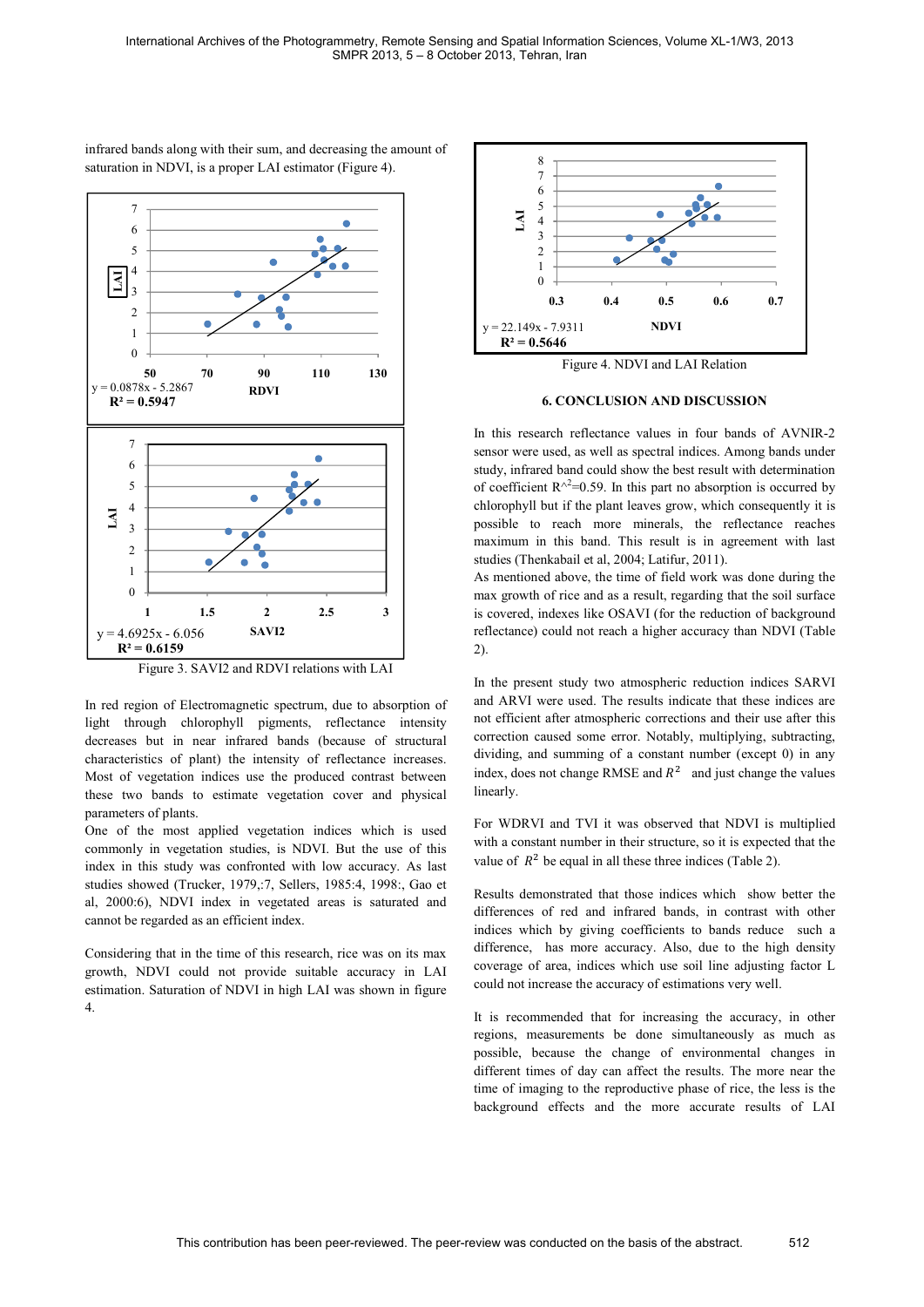infrared bands along with their sum, and decreasing the amount of saturation in NDVI, is a proper LAI estimator (Figure 4).

Figure 3. SAVI2 and RDVI relations with LAI

In red region of Electromagnetic spectrum, due to absorption of light through chlorophyll pigments, reflectance intensity decreases but in near infrared bands (because of structural characteristics of plant) the intensity of reflectance increases. Most of vegetation indices use the produced contrast between these two bands to estimate vegetation cover and physical parameters of plants.

One of the most applied vegetation indices which is used commonly in vegetation studies, is NDVI. But the use of this index in this study was confronted with low accuracy. As last studies showed (Trucker, 1979,:7, Sellers, 1985:4, 1998:, Gao et al, 2000:6), NDVI index in vegetated areas is saturated and cannot be regarded as an efficient index.

Considering that in the time of this research, rice was on its max growth, NDVI could not provide suitable accuracy in LAI estimation. Saturation of NDVI in high LAI was shown in figure 4.

Figure 4. NDVI and LAI Relation

## 6. CONCLUSION AND DISCUSSION

In this research reflectance values in four bands of AVNIR-2 sensor were used, as well as spectral indices. Among bands under study, infrared band could show the best result with determination of coefficient $R^2$=0.59. In this part no absorption is occurred by chlorophyll but if the plant leaves grow, which consequently it is possible to reach more minerals, the reflectance reaches maximum in this band. This result is in agreement with last studies (Thenkabail et al, 2004; Latifur, 2011).

As mentioned above, the time of field work was done during the max growth of rice and as a result, regarding that the soil surface is covered, indexes like OSAVI (for the reduction of background reflectance) could not reach a higher accuracy than NDVI (Table 2).

In the present study two atmospheric reduction indices SARVI and ARVI were used. The results indicate that these indices are not efficient after atmospheric corrections and their use after this correction caused some error. Notably, multiplying, subtracting, dividing, and summing of a constant number (except 0) in any index, does not change RMSE and $R^2$ and just change the values linearly.

For WDRVI and TVI it was observed that NDVI is multiplied with a constant number in their structure, so it is expected that the value of $R^2$ be equal in all these three indices (Table 2).

Results demonstrated that those indices which show better the differences of red and infrared bands, in contrast with other indices which by giving coefficients to bands reduce such a difference, has more accuracy. Also, due to the high density coverage of area, indices which use soil line adjusting factor L could not increase the accuracy of estimations very well.

It is recommended that for increasing the accuracy, in other regions, measurements be done simultaneously as much as possible, because the change of environmental changes in different times of day can affect the results. The more near the time of imaging to the reproductive phase of rice, the less is the background effects and the more accurate results of LAI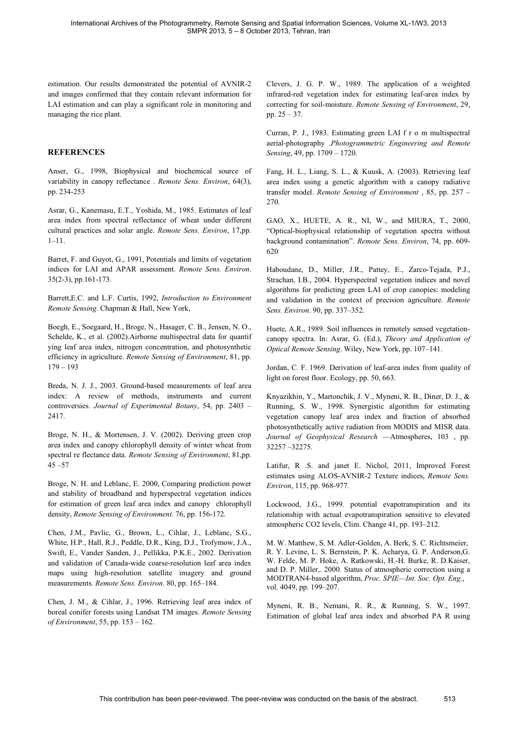estimation. Our results demonstrated the potential of AVNIR-2 and images confirmed that they contain relevant information for LAI estimation and can play a significant role in monitoring and managing the rice plant.

## REFERENCES

Anser, G., 1998, Biophysical and biochemical source of variability in canopy reflectance . *Remote Sens. Environ*, 64(3), pp. 234-253

Asrar, G., Kanemasu, E.T., Yoshida, M., 1985. Estimates of leaf area index from spectral reflectance of wheat under different cultural practices and solar angle. *Remote Sens. Environ*, 17,pp. 1–11.

Barret, F. and Guyot, G., 1991, Potentials and limits of vegetation indices for LAI and APAR assessment. *Remote Sens. Environ*. 35(2-3), pp.161-173.

Barrett,E.C. and L.F. Curtis, 1992, *Introduction to Environment Remote Sensing*. Chapman & Hall, New York,

Boegh, E., Soegaard, H., Broge, N., Hasager, C. B., Jensen, N. O., Schelde, K., et al. (2002).Airborne multispectral data for quantif ying leaf area index, nitrogen concentration, and photosynthetic efficiency in agriculture. *Remote Sensing of Environment*, 81, pp. 179 – 193

Breda, N. J. J., 2003. Ground-based measurements of leaf area index: A review of methods, instruments and current controversies. *Journal of Experimental Botany*, 54, pp. 2403 – 2417.

Broge, N. H., & Mortensen, J. V. (2002). Deriving green crop area index and canopy chlorophyll density of winter wheat from spectral re flectance data. *Remote Sensing of Environment*, 81,pp. 45 –57

Broge, N. H. and Leblanc, E. 2000, Comparing prediction power and stability of broadband and hyperspectral vegetation indices for estimation of green leaf area index and canopy chlorophyll density, *Remote Sensing of Environment*. 76, pp. 156-172.

Chen, J.M., Pavlic, G., Brown, L., Cihlar, J., Leblanc, S.G., White, H.P., Hall, R.J., Peddle, D.R., King, D.J., Trofymow, J.A., Swift, E., Vander Sanden, J., Pellikka, P.K.E., 2002. Derivation and validation of Canada-wide coarse-resolution leaf area index maps using high-resolution satellite imagery and ground measurements. *Remote Sens. Environ*. 80, pp. 165–184.

Chen, J. M., & Cihlar, J., 1996. Retrieving leaf area index of boreal conifer forests using Landsat TM images. *Remote Sensing of Environment*, 55, pp. 153 – 162.

Clevers, J. G. P. W., 1989. The application of a weighted infrared-red vegetation index for estimating leaf-area index by correcting for soil-moisture. *Remote Sensing of Environment*, 29, pp. 25 – 37.

Curran, P. J., 1983. Estimating green LAI f r o m multispectral aerial-photography .*Photogrammetric Engineering and Remote Sensing*, 49, pp. 1709 – 1720.

Fang, H. L., Liang, S. L., & Kuusk, A. (2003). Retrieving leaf area index using a genetic algorithm with a canopy radiative transfer model. *Remote Sensing of Environment* , 85, pp. 257 – 270.

GAO, X., HUETE, A. R., NI, W., and MIURA, T., 2000, "Optical-biophysical relationship of vegetation spectra without background contamination". *Remote Sens. Environ*, 74, pp. 609-620

Haboudane, D., Miller, J.R., Pattey, E., Zarco-Tejada, P.J., Strachan, I.B., 2004. Hyperspectral vegetation indices and novel algorithms for predicting green LAI of crop canopies: modeling and validation in the context of precision agriculture. *Remote Sens. Environ*. 90, pp. 337–352.

Huete, A.R., 1989. Soil influences in remotely sensed vegetation-canopy spectra. In: Asrar, G. (Ed.), *Theory and Application of Optical Remote Sensing*. Wiley, New York, pp. 107–141.

Jordan, C. F. 1969. Derivation of leaf-area index from quality of light on forest floor. Ecology, pp. 50, 663.

Knyazikhin, Y., Martonchik, J. V., Myneni, R. B., Diner, D. J., & Running, S. W., 1998. Synergistic algorithm for estimating vegetation canopy leaf area index and fraction of absorbed photosynthetically active radiation from MODIS and MISR data. *Journal of Geophysical Research* —Atmospheres, 103 , pp. 32257 –32275.

Latifur, R .S. and janet E. Nichol, 2011, Improved Forest estimates using ALOS-AVNIR-2 Texture indices, *Remote Sens. Environ*, 115, pp. 968-977.

Lockwood, J.G., 1999. potential evapotranspiration and its relationship with actual evapotranspiration sensitive to elevated atmospheric CO2 levels, Clim. Change 41, pp. 193–212.

M. W. Matthew, S. M. Adler-Golden, A. Berk, S. C. Richtsmeier, R. Y. Levine, L. S. Bernstein, P. K. Acharya, G. P. Anderson,G. W. Felde, M. P. Hoke, A. Ratkowski, H.-H. Burke, R. D.Kaiser, and D. P. Miller,. 2000. Status of atmospheric correction using a MODTRAN4-based algorithm, *Proc. SPIE—Int. Soc. Opt. Eng.*, vol. 4049, pp. 199–207.

Myneni, R. B., Nemani, R. R., & Running, S. W., 1997. Estimation of global leaf area index and absorbed PA R using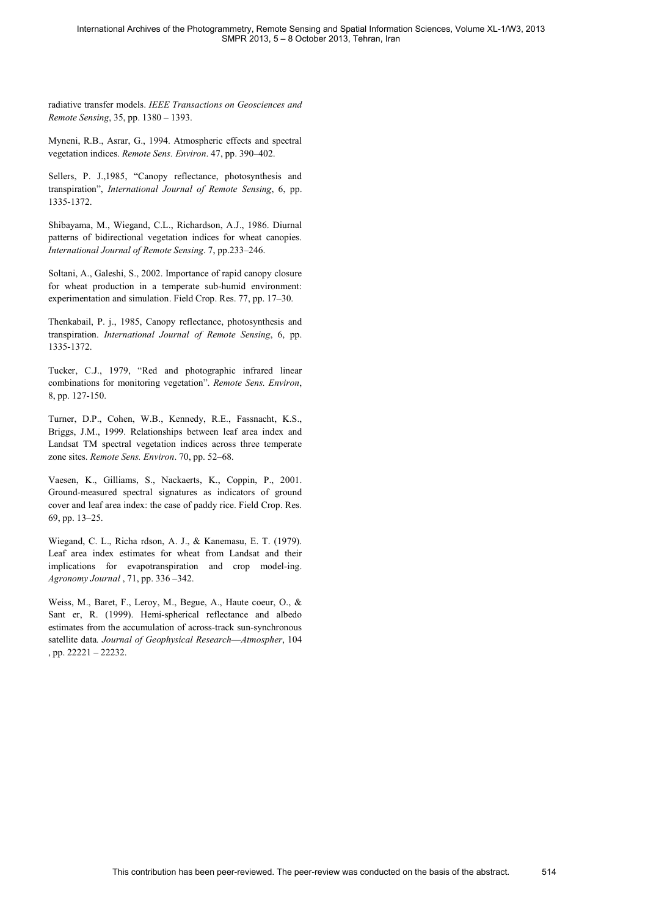radiative transfer models. *IEEE Transactions on Geosciences and Remote Sensing*, 35, pp. 1380 – 1393.

Myneni, R.B., Asrar, G., 1994. Atmospheric effects and spectral vegetation indices. *Remote Sens. Environ*. 47, pp. 390–402.

Sellers, P. J.,1985, "Canopy reflectance, photosynthesis and transpiration", *International Journal of Remote Sensing*, 6, pp. 1335-1372.

Shibayama, M., Wiegand, C.L., Richardson, A.J., 1986. Diurnal patterns of bidirectional vegetation indices for wheat canopies. *International Journal of Remote Sensing*. 7, pp.233–246.

Soltani, A., Galeshi, S., 2002. Importance of rapid canopy closure for wheat production in a temperate sub-humid environment: experimentation and simulation. Field Crop. Res. 77, pp. 17–30.

Thenkabail, P. j., 1985, Canopy reflectance, photosynthesis and transpiration. *International Journal of Remote Sensing*, 6, pp. 1335-1372.

Tucker, C.J., 1979, "Red and photographic infrared linear combinations for monitoring vegetation". *Remote Sens. Environ*, 8, pp. 127-150.

Turner, D.P., Cohen, W.B., Kennedy, R.E., Fassnacht, K.S., Briggs, J.M., 1999. Relationships between leaf area index and Landsat TM spectral vegetation indices across three temperate zone sites. *Remote Sens. Environ*. 70, pp. 52–68.

Vaesen, K., Gilliams, S., Nackaerts, K., Coppin, P., 2001. Ground-measured spectral signatures as indicators of ground cover and leaf area index: the case of paddy rice. Field Crop. Res. 69, pp. 13–25.

Wiegand, C. L., Richa rdson, A. J., & Kanemasu, E. T. (1979). Leaf area index estimates for wheat from Landsat and their implications for evapotranspiration and crop model-ing. *Agronomy Journal* , 71, pp. 336 –342.

Weiss, M., Baret, F., Leroy, M., Begue, A., Haute coeur, O., & Sant er, R. (1999). Hemi-spherical reflectance and albedo estimates from the accumulation of across-track sun-synchronous satellite data*. Journal of Geophysical Research—Atmospher*, 104 , pp. 22221 – 22232.